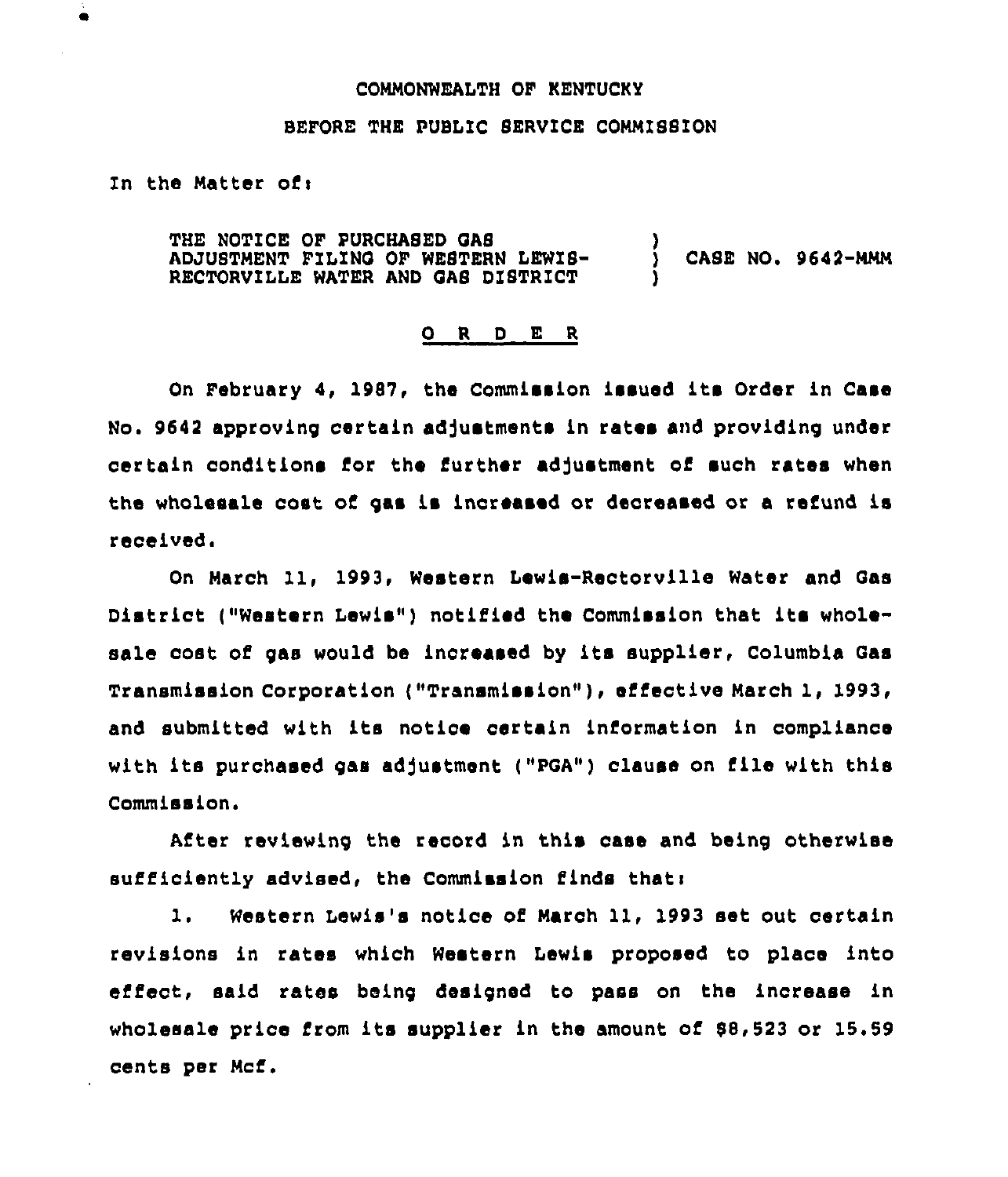COMMONWEALTH OF KENTUCKY

BEFORE THE PUBLIC SERVICE COMMISSION

In the Matter of:

THE NOTICE OF PURCHASED GAS ADJUSTMENT FILING OF WESTERN LEWIS-RECTORVILLE WATER AND GAS DISTRICT ) CASE NO. 9642-MMM

## O R D E R

On February 4, 1987, the Commission issued its Order in Case No. 9642 approving certain adjustments in rates and providing under certain conditions for the further adjustment of such rates when the wholesale cost of gas is increased or decreased or a refund is received.

On March 11, 1993, Western Lewis-Rectorville Water and Gas District ("Western Lewis") notified the Commission that its wholesale cost of gas would be increased by its supplier, Columbia Gas Transmission Corporation ("Transmission"), effective March 1, 1993, and submitted with its notice certain information in compliance with its purchased gas adjustment ("PGA") clause on file with this Commission.

After reviewing the record in this case and being otherwise sufficiently advised, the Commission finds that:

1. Western Lewis's notice of March 11, 1993 set out certain revisions in rates which Western Lewis proposed to place into effect, said rates being designed to pass on the increase in wholesale price from its supplier in the amount of $8,523 or 15.59 cents per Mcf.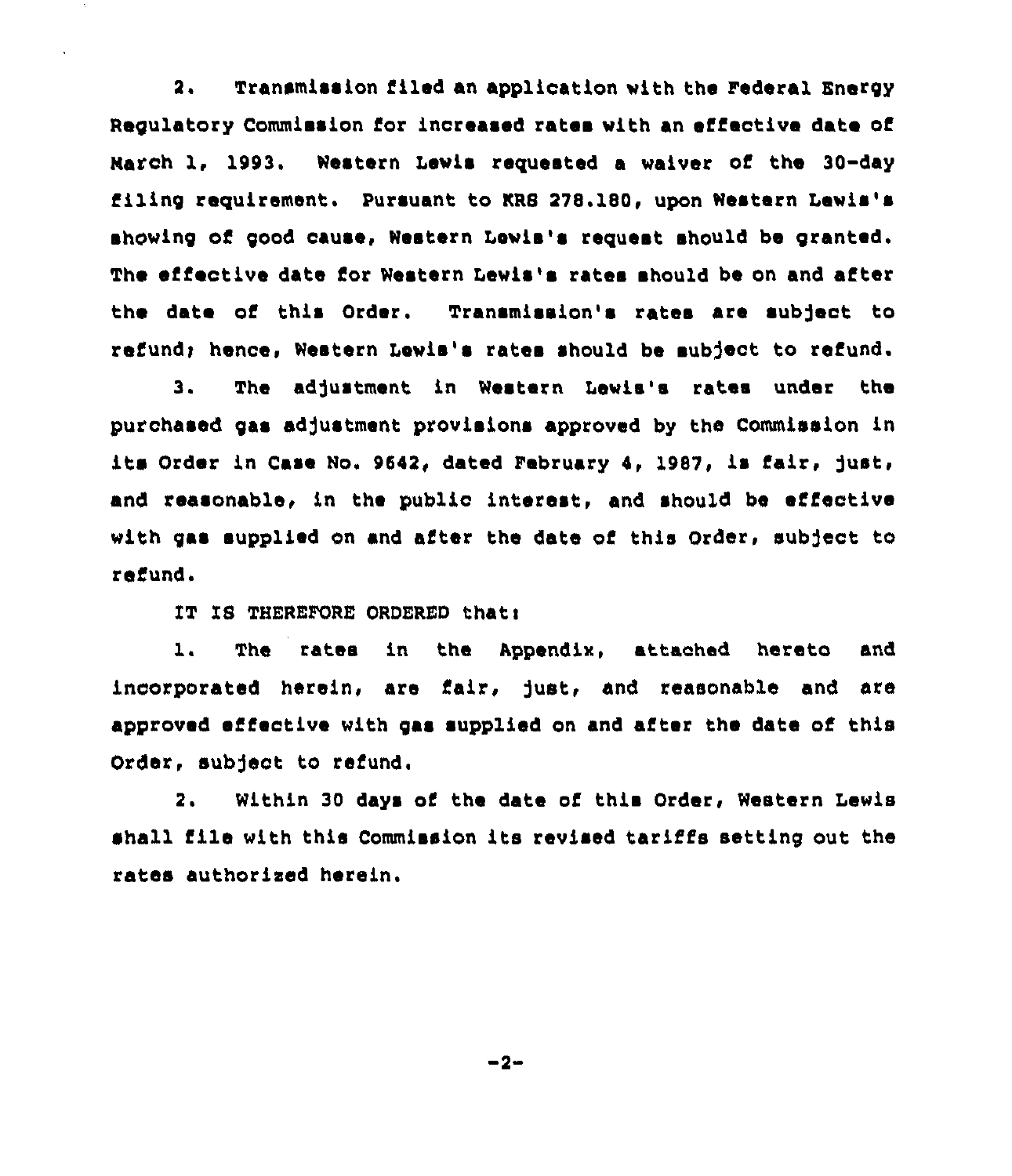2. Transmission filed an application with the Federal Energy Regulatory Commission for increased rates with an effective date of March 1, 1993. Western Lewis requested a waiver of the 30-day filing requirement. Pursuant to KRS 278.180, upon Western Lewis's showing of good cause, Western Lewis's request should be granted. The effective date for Western Lewis's rates should be on and after the date of this Order. Transmission's rates are subject to refund; hence, Western Lewis's rates should be subject to refund.

3. The adjustment in Western Lewis's rates under the purchased gas adjustment provisions approved by the Commission in its Order in Case No. 9642, dated February 4, 1987, is fair, just, and reasonable, in the public interest, and should be effective with gas supplied on and after the date of this Order, subject to refund.

IT IS THEREFORE ORDERED that:

1. The rates in the Appendix, attached hereto and incorporated herein, are fair, just, and reasonable and are approved effective with gas supplied on and after the date of this Order, subject to refund.

2. Within 30 days of the date of this Order, Western Lewis shall file with this Commission its revised tariffs setting out the rates authorized herein.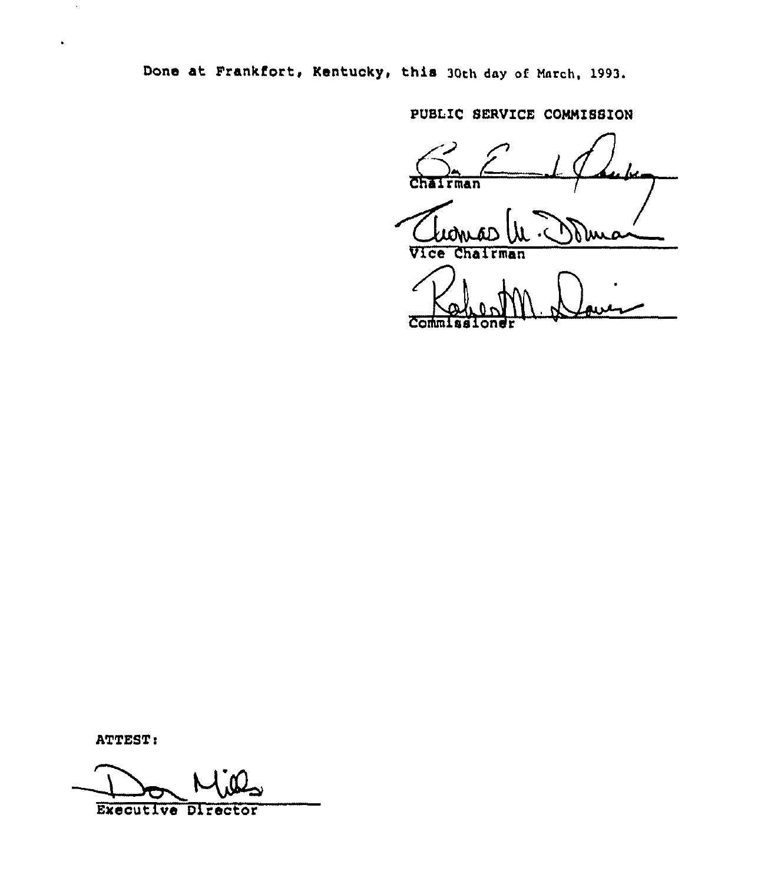Done at Frankfort, Kentucky, this 30th day of March, 1993.

PUBLIC SERVICE COMMISSION

Chairman

Vice Chairman

Commissioner

ATTEST:

Executive Director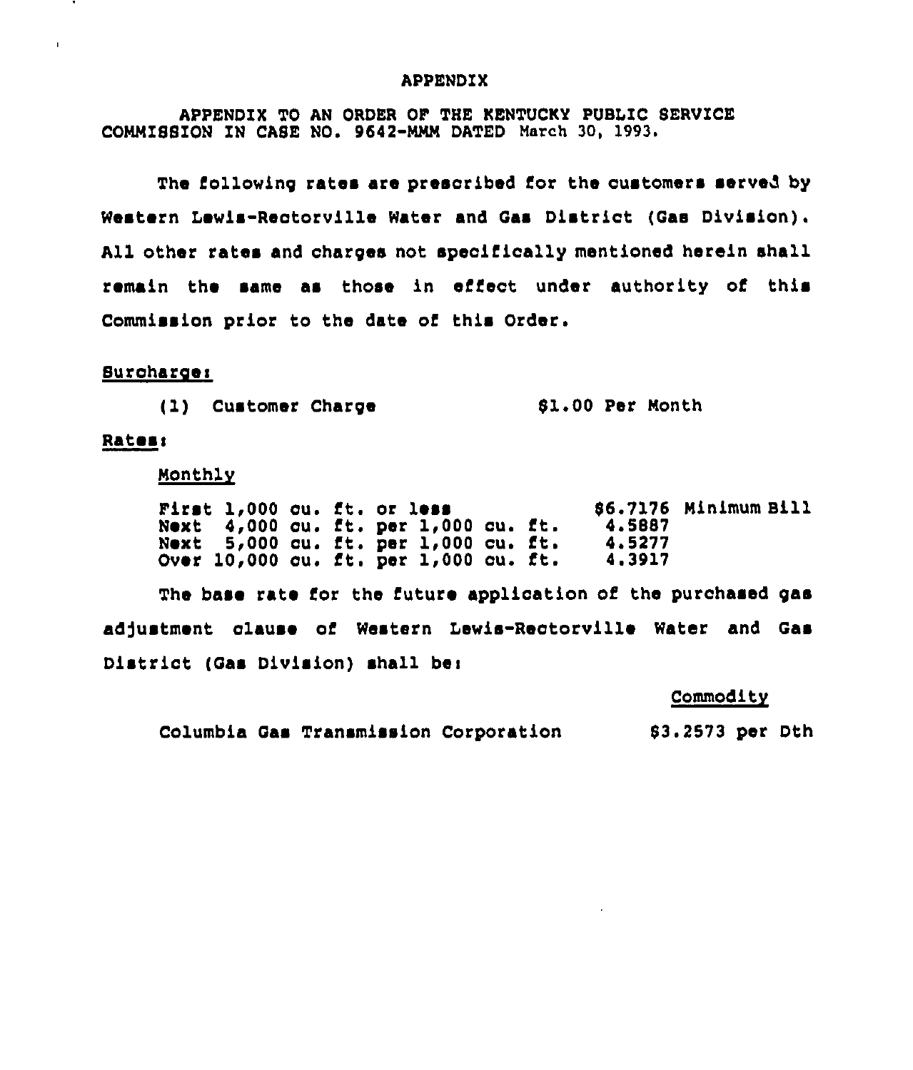APPENDIX

APPENDIX TO AN ORDER OF THE KENTUCKY PUBLIC SERVICE COMMISSION IN CASE NO. 9642-MMM DATED March 30, 1993.

The following rates are prescribed for the customers served by Western Lewis-Rectorville Water and Gas District (Gas Division). All other rates and charges not specifically mentioned herein shall remain the same as those in effect under authority of this Commission prior to the date of this Order.

Surcharge:

(1) Customer Charge $1.00 Per Month

Rates:

Monthly

| | | |
|---|---|---|
| First 1,000 cu. ft. or less | $6.7176 | Minimum Bill |
| Next 4,000 cu. ft. per 1,000 cu. ft. | 4.5887 | |
| Next 5,000 cu. ft. per 1,000 cu. ft. | 4.5277 | |
| Over 10,000 cu. ft. per 1,000 cu. ft. | 4.3917 | |

The base rate for the future application of the purchased gas adjustment clause of Western Lewis-Rectorville Water and Gas District (Gas Division) shall be:

| | Commodity |
|---|---|
| Columbia Gas Transmission Corporation | $3.2573 per Dth |